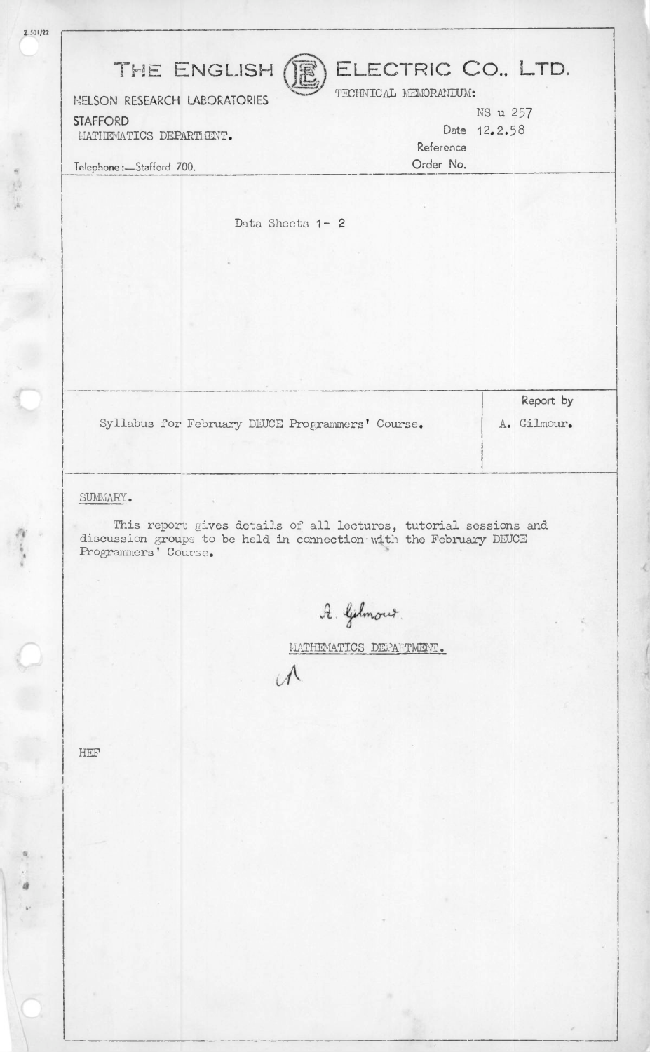Z.501/22

# THE ENGLISH ELECTRIC CO., LTD.

NELSON RESEARCH LABORATORIES
STAFFORD
MATHEMATICS DEPARTMENT.

Telephone:—Stafford 700.

TECHNICAL MEMORANDUM:
NS u 257
Date 12.2.58
Reference
Order No.

Data Sheets 1- 2

| Syllabus for February DEUCE Programmers' Course. | Report by A. Gilmour. |
| --- | --- |

SUMMARY.

This report gives details of all lectures, tutorial sessions and discussion groups to be held in connection with the February DEUCE Programmers' Course.

A. Gilmour.

MATHEMATICS DEPARTMENT.

HEF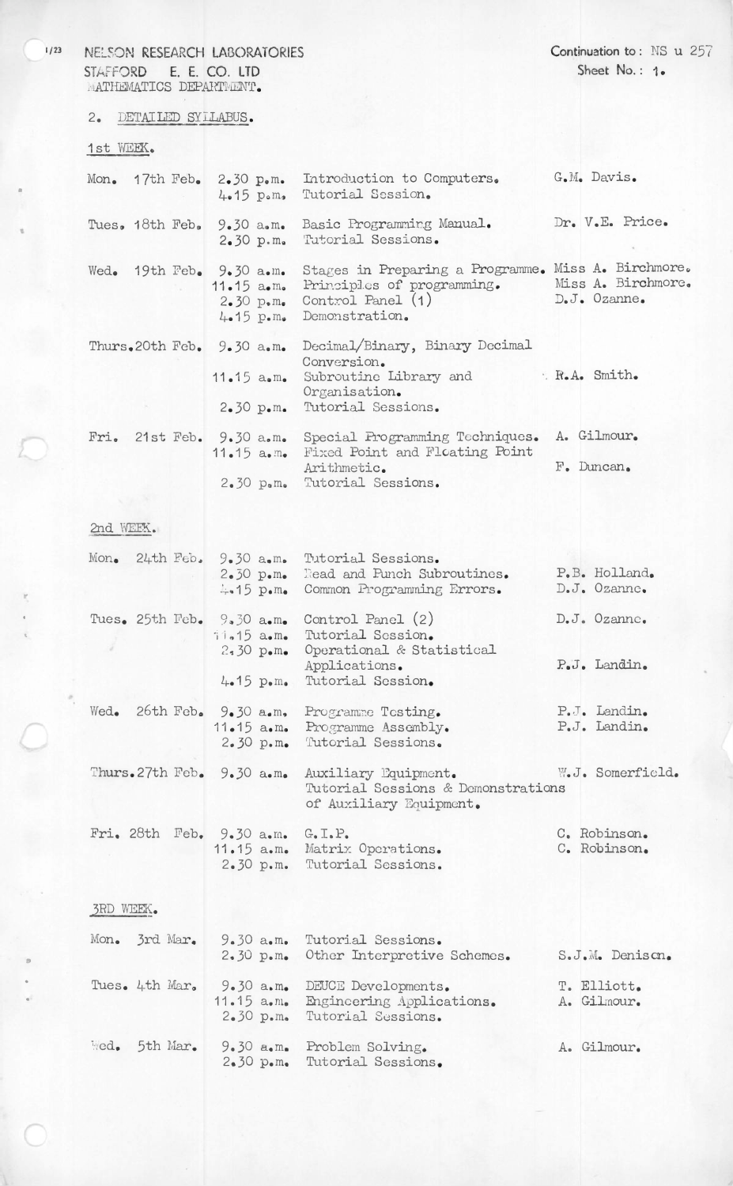NELSON RESEARCH LABORATORIES
STAFFORD E. E. CO. LTD
MATHEMATICS DEPARTMENT.

Continuation to: NS u 257
Sheet No.: 1.

## 2. DETAILED SYLLABUS.

### 1st WEEK.

| Day | Time | Subject | Lecturer |
|---|---|---|---|
| Mon. 17th Feb. | 2.30 p.m. | Introduction to Computers. | G.M. Davis. |
| | 4.15 p.m. | Tutorial Session. | |
| Tues. 18th Feb. | 9.30 a.m. | Basic Programming Manual. | Dr. V.E. Price. |
| | 2.30 p.m. | Tutorial Sessions. | |
| Wed. 19th Feb. | 9.30 a.m. | Stages in Preparing a Programme. | Miss A. Birchmore. |
| | 11.15 a.m. | Principles of programming. | Miss A. Birchmore. |
| | 2.30 p.m. | Control Panel (1) | D.J. Ozanne. |
| | 4.15 p.m. | Demonstration. | |
| Thurs. 20th Feb. | 9.30 a.m. | Decimal/Binary, Binary Decimal Conversion. | |
| | 11.15 a.m. | Subroutine Library and Organisation. | R.A. Smith. |
| | 2.30 p.m. | Tutorial Sessions. | |
| Fri. 21st Feb. | 9.30 a.m. | Special Programming Techniques. | A. Gilmour. |
| | 11.15 a.m. | Fixed Point and Floating Point Arithmetic. | F. Duncan. |
| | 2.30 p.m. | Tutorial Sessions. | |

### 2nd WEEK.

| Day | Time | Subject | Lecturer |
|---|---|---|---|
| Mon. 24th Feb. | 9.30 a.m. | Tutorial Sessions. | |
| | 2.30 p.m. | Read and Punch Subroutines. | P.B. Holland. |
| | 4.15 p.m. | Common Programming Errors. | D.J. Ozanne. |
| Tues. 25th Feb. | 9.30 a.m. | Control Panel (2) | D.J. Ozanne. |
| | 11.15 a.m. | Tutorial Session. | |
| | 2.30 p.m. | Operational & Statistical Applications. | P.J. Landin. |
| | 4.15 p.m. | Tutorial Session. | |
| Wed. 26th Feb. | 9.30 a.m. | Programme Testing. | P.J. Landin. |
| | 11.15 a.m. | Programme Assembly. | P.J. Landin. |
| | 2.30 p.m. | Tutorial Sessions. | |
| Thurs. 27th Feb. | 9.30 a.m. | Auxiliary Equipment. | W.J. Somerfield. |
| | | Tutorial Sessions & Demonstrations of Auxiliary Equipment. | |
| Fri. 28th Feb. | 9.30 a.m. | G.I.P. | C. Robinson. |
| | 11.15 a.m. | Matrix Operations. | C. Robinson. |
| | 2.30 p.m. | Tutorial Sessions. | |

### 3RD WEEK.

| Day | Time | Subject | Lecturer |
|---|---|---|---|
| Mon. 3rd Mar. | 9.30 a.m. | Tutorial Sessions. | |
| | 2.30 p.m. | Other Interpretive Schemes. | S.J.M. Denison. |
| Tues. 4th Mar. | 9.30 a.m. | DEUCE Developments. | T. Elliott. |
| | 11.15 a.m. | Engineering Applications. | A. Gilmour. |
| | 2.30 p.m. | Tutorial Sessions. | |
| Wed. 5th Mar. | 9.30 a.m. | Problem Solving. | A. Gilmour. |
| | 2.30 p.m. | Tutorial Sessions. | |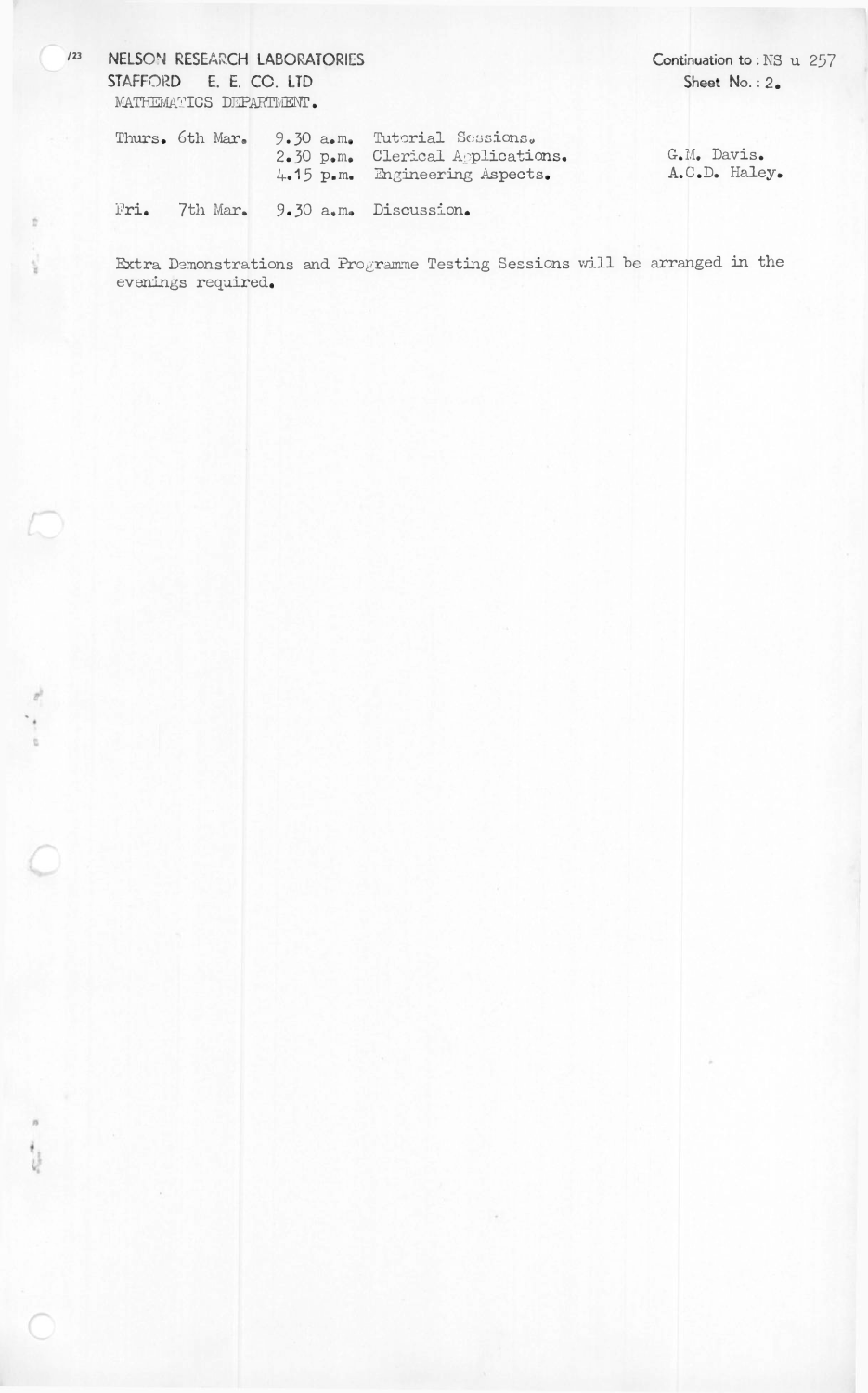NELSON RESEARCH LABORATORIES
STAFFORD E. E. CO. LTD
MATHEMATICS DEPARTMENT.

Continuation to: NS u 257
Sheet No.: 2.

| | | | |
|---|---|---|---|
| Thurs. 6th Mar. | 9.30 a.m. | Tutorial Sessions. | |
| | 2.30 p.m. | Clerical Applications. | G.M. Davis. |
| | 4.15 p.m. | Engineering Aspects. | A.C.D. Haley. |
| Fri. 7th Mar. | 9.30 a.m. | Discussion. | |

Extra Demonstrations and Programme Testing Sessions will be arranged in the evenings required.